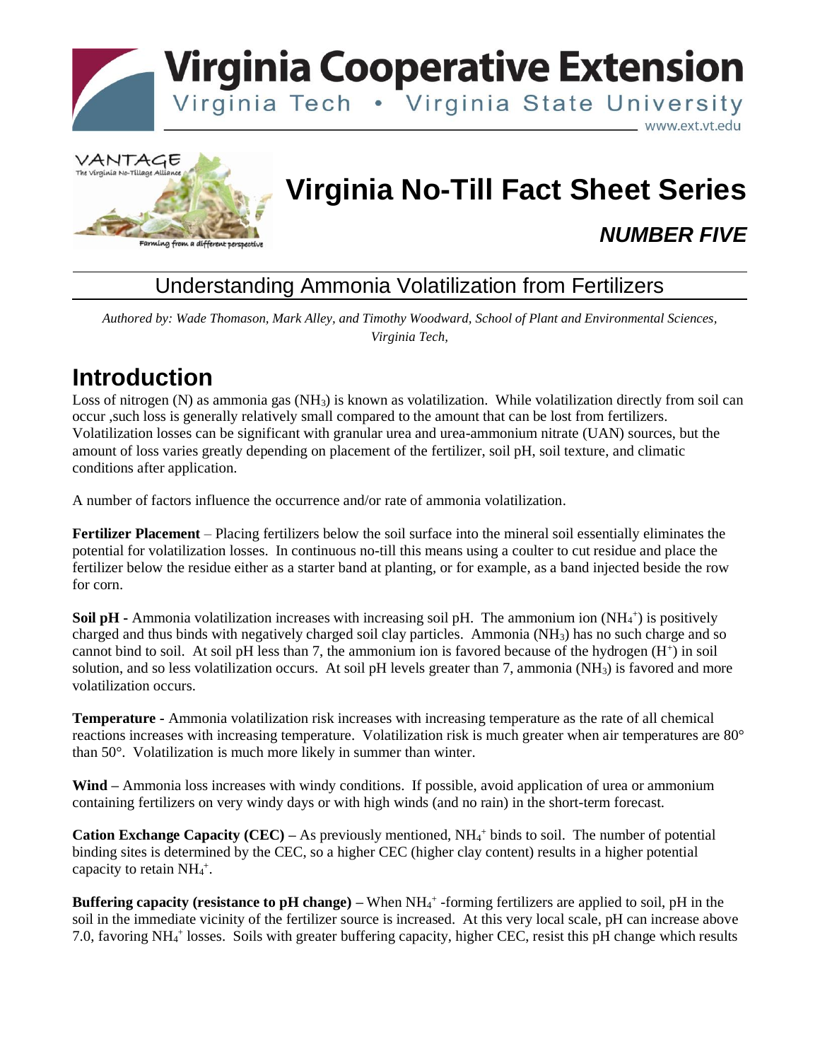# Virginia Cooperative Extension

Virginia Tech • Virginia State University

www.ext.vt.edu

VANTAGE
The Virginia No-Tillage Alliance
Farming from a different perspective

# Virginia No-Till Fact Sheet Series

## *NUMBER FIVE*

## Understanding Ammonia Volatilization from Fertilizers

*Authored by: Wade Thomason, Mark Alley, and Timothy Woodward, School of Plant and Environmental Sciences, Virginia Tech,*

# Introduction

Loss of nitrogen (N) as ammonia gas ($NH_3$) is known as volatilization. While volatilization directly from soil can occur ,such loss is generally relatively small compared to the amount that can be lost from fertilizers. Volatilization losses can be significant with granular urea and urea-ammonium nitrate (UAN) sources, but the amount of loss varies greatly depending on placement of the fertilizer, soil pH, soil texture, and climatic conditions after application.

A number of factors influence the occurrence and/or rate of ammonia volatilization.

**Fertilizer Placement** – Placing fertilizers below the soil surface into the mineral soil essentially eliminates the potential for volatilization losses. In continuous no-till this means using a coulter to cut residue and place the fertilizer below the residue either as a starter band at planting, or for example, as a band injected beside the row for corn.

**Soil pH -** Ammonia volatilization increases with increasing soil pH. The ammonium ion ($NH_4^+$) is positively charged and thus binds with negatively charged soil clay particles. Ammonia ($NH_3$) has no such charge and so cannot bind to soil. At soil pH less than 7, the ammonium ion is favored because of the hydrogen ($H^+$) in soil solution, and so less volatilization occurs. At soil pH levels greater than 7, ammonia ($NH_3$) is favored and more volatilization occurs.

**Temperature -** Ammonia volatilization risk increases with increasing temperature as the rate of all chemical reactions increases with increasing temperature. Volatilization risk is much greater when air temperatures are 80° than 50°. Volatilization is much more likely in summer than winter.

**Wind –** Ammonia loss increases with windy conditions. If possible, avoid application of urea or ammonium containing fertilizers on very windy days or with high winds (and no rain) in the short-term forecast.

**Cation Exchange Capacity (CEC) –** As previously mentioned, $NH_4^+$ binds to soil. The number of potential binding sites is determined by the CEC, so a higher CEC (higher clay content) results in a higher potential capacity to retain $NH_4^+$.

**Buffering capacity (resistance to pH change) –** When $NH_4^+$ -forming fertilizers are applied to soil, pH in the soil in the immediate vicinity of the fertilizer source is increased. At this very local scale, pH can increase above 7.0, favoring $NH_4^+$ losses. Soils with greater buffering capacity, higher CEC, resist this pH change which results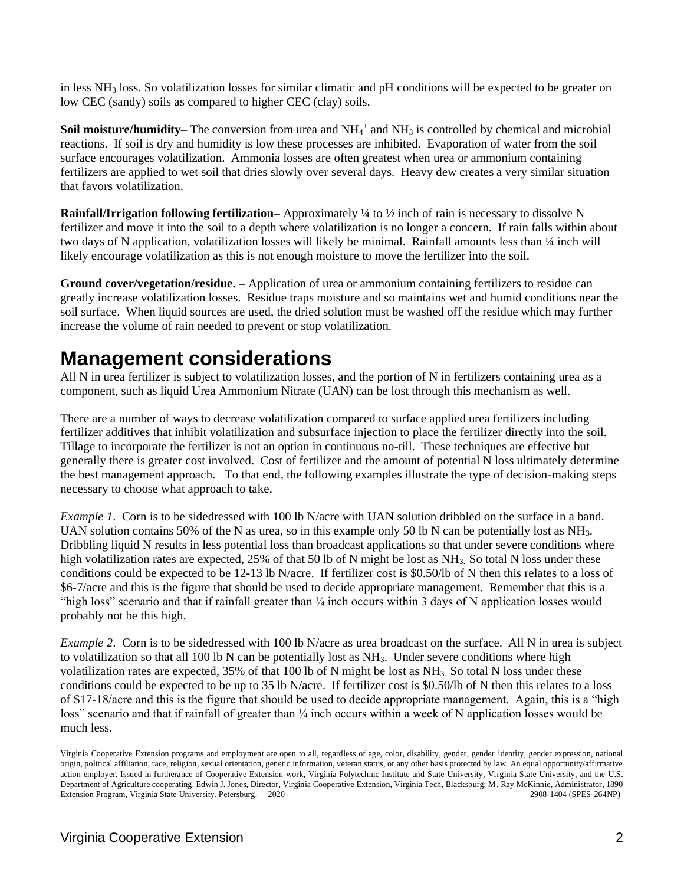in less $NH_3$ loss. So volatilization losses for similar climatic and pH conditions will be expected to be greater on low CEC (sandy) soils as compared to higher CEC (clay) soils.

**Soil moisture/humidity**– The conversion from urea and $NH_4^+$ and $NH_3$ is controlled by chemical and microbial reactions. If soil is dry and humidity is low these processes are inhibited. Evaporation of water from the soil surface encourages volatilization. Ammonia losses are often greatest when urea or ammonium containing fertilizers are applied to wet soil that dries slowly over several days. Heavy dew creates a very similar situation that favors volatilization.

**Rainfall/Irrigation following fertilization**– Approximately ¼ to ½ inch of rain is necessary to dissolve N fertilizer and move it into the soil to a depth where volatilization is no longer a concern. If rain falls within about two days of N application, volatilization losses will likely be minimal. Rainfall amounts less than ¼ inch will likely encourage volatilization as this is not enough moisture to move the fertilizer into the soil.

**Ground cover/vegetation/residue. –** Application of urea or ammonium containing fertilizers to residue can greatly increase volatilization losses. Residue traps moisture and so maintains wet and humid conditions near the soil surface. When liquid sources are used, the dried solution must be washed off the residue which may further increase the volume of rain needed to prevent or stop volatilization.

# Management considerations

All N in urea fertilizer is subject to volatilization losses, and the portion of N in fertilizers containing urea as a component, such as liquid Urea Ammonium Nitrate (UAN) can be lost through this mechanism as well.

There are a number of ways to decrease volatilization compared to surface applied urea fertilizers including fertilizer additives that inhibit volatilization and subsurface injection to place the fertilizer directly into the soil. Tillage to incorporate the fertilizer is not an option in continuous no-till. These techniques are effective but generally there is greater cost involved. Cost of fertilizer and the amount of potential N loss ultimately determine the best management approach. To that end, the following examples illustrate the type of decision-making steps necessary to choose what approach to take.

*Example 1*. Corn is to be sidedressed with 100 lb N/acre with UAN solution dribbled on the surface in a band. UAN solution contains 50% of the N as urea, so in this example only 50 lb N can be potentially lost as $NH_3$. Dribbling liquid N results in less potential loss than broadcast applications so that under severe conditions where high volatilization rates are expected, 25% of that 50 lb of N might be lost as $NH_3$. So total N loss under these conditions could be expected to be 12-13 lb N/acre. If fertilizer cost is $0.50/lb of N then this relates to a loss of $6-7/acre and this is the figure that should be used to decide appropriate management. Remember that this is a "high loss" scenario and that if rainfall greater than ¼ inch occurs within 3 days of N application losses would probably not be this high.

*Example 2*. Corn is to be sidedressed with 100 lb N/acre as urea broadcast on the surface. All N in urea is subject to volatilization so that all 100 lb N can be potentially lost as $NH_3$. Under severe conditions where high volatilization rates are expected, 35% of that 100 lb of N might be lost as $NH_3$. So total N loss under these conditions could be expected to be up to 35 lb N/acre. If fertilizer cost is $0.50/lb of N then this relates to a loss of $17-18/acre and this is the figure that should be used to decide appropriate management. Again, this is a "high loss" scenario and that if rainfall of greater than ¼ inch occurs within a week of N application losses would be much less.

Virginia Cooperative Extension programs and employment are open to all, regardless of age, color, disability, gender, gender identity, gender expression, national origin, political affiliation, race, religion, sexual orientation, genetic information, veteran status, or any other basis protected by law. An equal opportunity/affirmative action employer. Issued in furtherance of Cooperative Extension work, Virginia Polytechnic Institute and State University, Virginia State University, and the U.S. Department of Agriculture cooperating. Edwin J. Jones, Director, Virginia Cooperative Extension, Virginia Tech, Blacksburg; M. Ray McKinnie, Administrator, 1890 Extension Program, Virginia State University, Petersburg. 2020 2908-1404 (SPES-264NP)